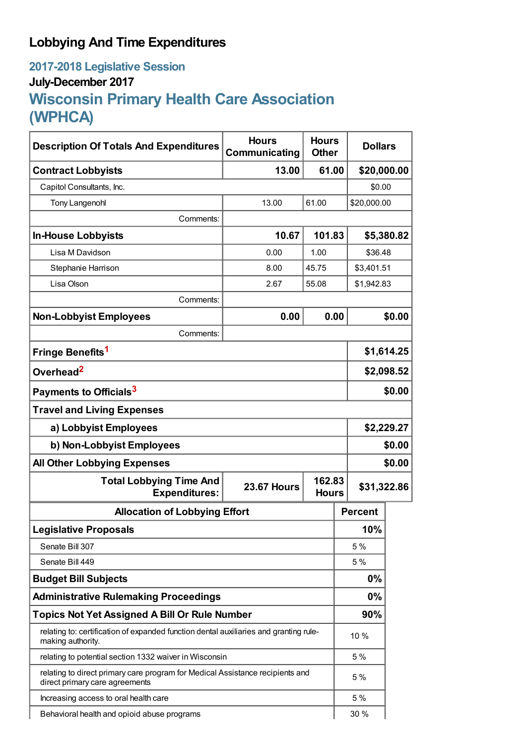# Lobbying And Time Expenditures

## 2017-2018 Legislative Session

### July-December 2017

## Wisconsin Primary Health Care Association (WPHCA)

| Description Of Totals And Expenditures | Hours Communicating | Hours Other | Dollars |
|---|---|---|---|
| **Contract Lobbyists** | **13.00** | **61.00** | **$20,000.00** |
| Capitol Consultants, Inc. | | | $0.00 |
| Tony Langenohl | 13.00 | 61.00 | $20,000.00 |
| Comments: | | | |
| **In-House Lobbyists** | **10.67** | **101.83** | **$5,380.82** |
| Lisa M Davidson | 0.00 | 1.00 | $36.48 |
| Stephanie Harrison | 8.00 | 45.75 | $3,401.51 |
| Lisa Olson | 2.67 | 55.08 | $1,942.83 |
| Comments: | | | |
| **Non-Lobbyist Employees** | **0.00** | **0.00** | **$0.00** |
| Comments: | | | |
| **Fringe Benefits**[1] | | | **$1,614.25** |
| **Overhead**[2] | | | **$2,098.52** |
| **Payments to Officials**[3] | | | **$0.00** |
| **Travel and Living Expenses** | | | |
| **a) Lobbyist Employees** | | | **$2,229.27** |
| **b) Non-Lobbyist Employees** | | | **$0.00** |
| **All Other Lobbying Expenses** | | | **$0.00** |
| **Total Lobbying Time And Expenditures:** | **23.67 Hours** | **162.83 Hours** | **$31,322.86** |

| Allocation of Lobbying Effort | Percent |
|---|---|
| **Legislative Proposals** | **10%** |
| Senate Bill 307 | 5 % |
| Senate Bill 449 | 5 % |
| **Budget Bill Subjects** | **0%** |
| **Administrative Rulemaking Proceedings** | **0%** |
| **Topics Not Yet Assigned A Bill Or Rule Number** | **90%** |
| relating to: certification of expanded function dental auxiliaries and granting rule-making authority. | 10 % |
| relating to potential section 1332 waiver in Wisconsin | 5 % |
| relating to direct primary care program for Medical Assistance recipients and direct primary care agreements | 5 % |
| Increasing access to oral health care | 5 % |
| Behavioral health and opioid abuse programs | 30 % |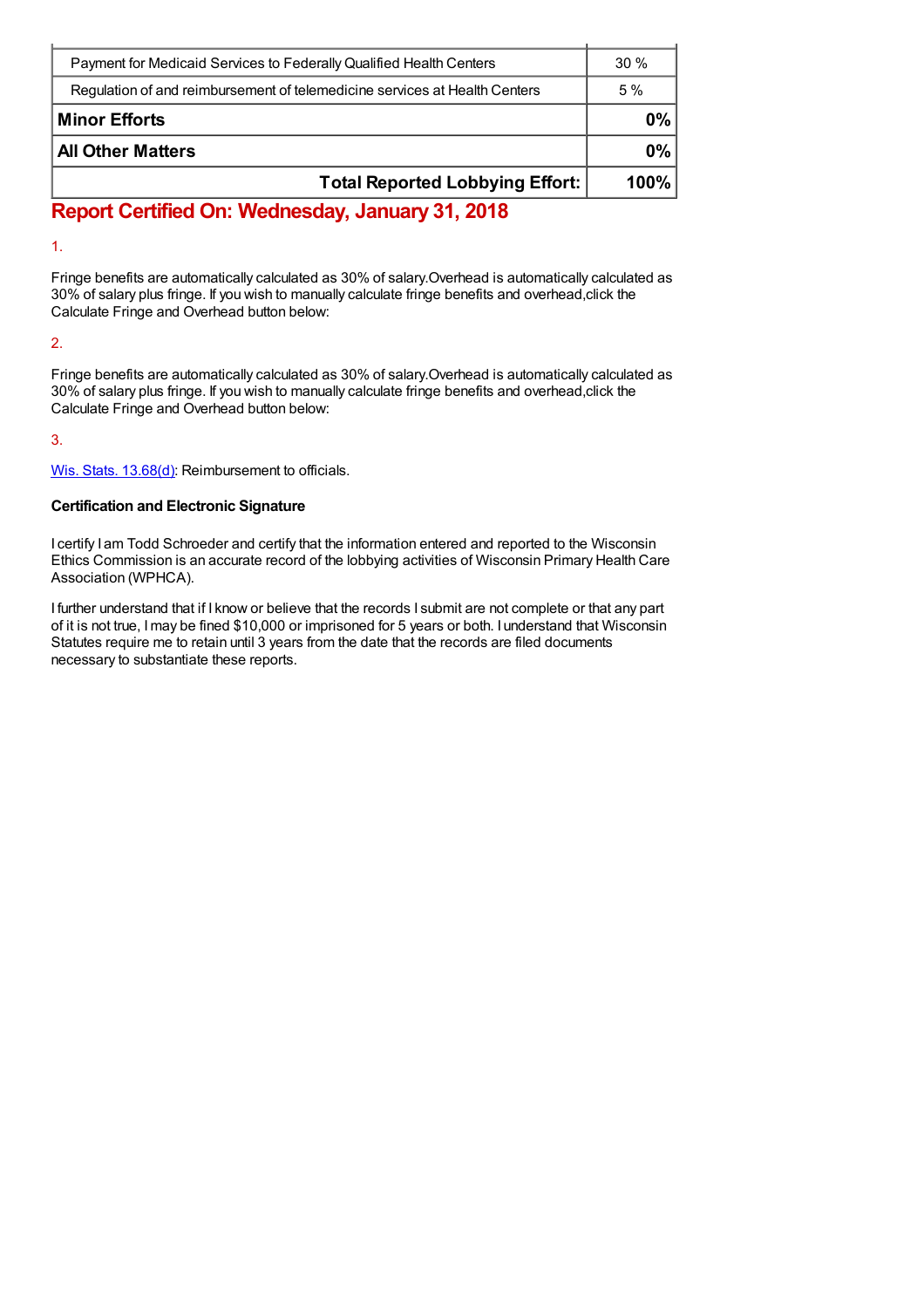| | |
|---|---|
| Payment for Medicaid Services to Federally Qualified Health Centers | 30 % |
| Regulation of and reimbursement of telemedicine services at Health Centers | 5 % |
| **Minor Efforts** | **0%** |
| **All Other Matters** | **0%** |
| **Total Reported Lobbying Effort:** | **100%** |

## Report Certified On: Wednesday, January 31, 2018

1.

Fringe benefits are automatically calculated as 30% of salary.Overhead is automatically calculated as 30% of salary plus fringe. If you wish to manually calculate fringe benefits and overhead,click the Calculate Fringe and Overhead button below:

2.

Fringe benefits are automatically calculated as 30% of salary.Overhead is automatically calculated as 30% of salary plus fringe. If you wish to manually calculate fringe benefits and overhead,click the Calculate Fringe and Overhead button below:

3.

Wis. Stats. 13.68(d): Reimbursement to officials.

**Certification and Electronic Signature**

I certify I am Todd Schroeder and certify that the information entered and reported to the Wisconsin Ethics Commission is an accurate record of the lobbying activities of Wisconsin Primary Health Care Association (WPHCA).

I further understand that if I know or believe that the records I submit are not complete or that any part of it is not true, I may be fined $10,000 or imprisoned for 5 years or both. I understand that Wisconsin Statutes require me to retain until 3 years from the date that the records are filed documents necessary to substantiate these reports.